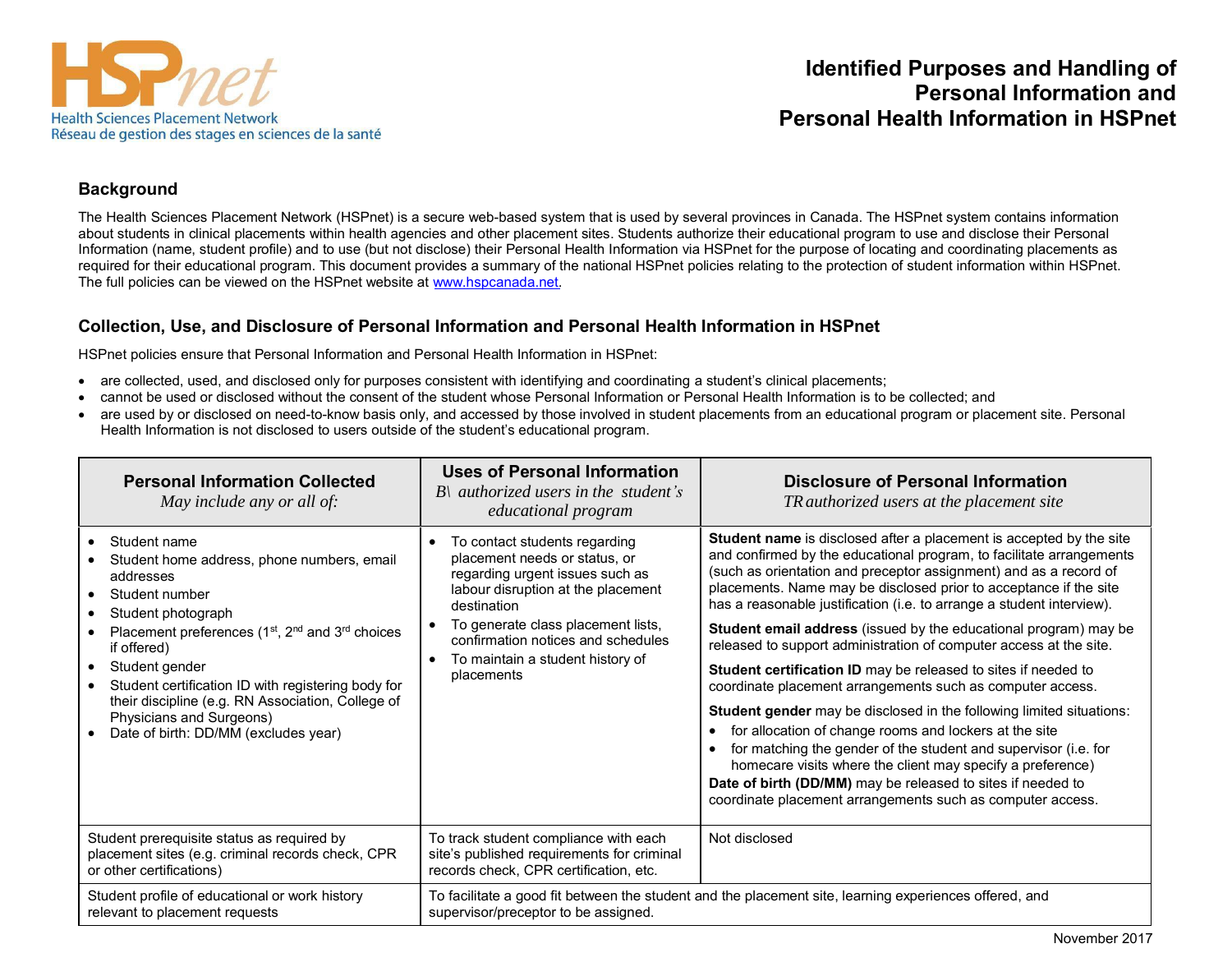HSPnet
Health Sciences Placement Network
Réseau de gestion des stages en sciences de la santé

# Identified Purposes and Handling of Personal Information and Personal Health Information in HSPnet

## Background

The Health Sciences Placement Network (HSPnet) is a secure web-based system that is used by several provinces in Canada. The HSPnet system contains information about students in clinical placements within health agencies and other placement sites. Students authorize their educational program to use and disclose their Personal Information (name, student profile) and to use (but not disclose) their Personal Health Information via HSPnet for the purpose of locating and coordinating placements as required for their educational program. This document provides a summary of the national HSPnet policies relating to the protection of student information within HSPnet. The full policies can be viewed on the HSPnet website at www.hspcanada.net.

## Collection, Use, and Disclosure of Personal Information and Personal Health Information in HSPnet

HSPnet policies ensure that Personal Information and Personal Health Information in HSPnet:

- are collected, used, and disclosed only for purposes consistent with identifying and coordinating a student's clinical placements;
- cannot be used or disclosed without the consent of the student whose Personal Information or Personal Health Information is to be collected; and
- are used by or disclosed on need-to-know basis only, and accessed by those involved in student placements from an educational program or placement site. Personal Health Information is not disclosed to users outside of the student's educational program.

| **Personal Information Collected**<br>*May include any or all of:* | **Uses of Personal Information**<br>*B\ authorized users in the student's educational program* | **Disclosure of Personal Information**<br>*TR authorized users at the placement site* |
|---|---|---|
| • Student name<br>• Student home address, phone numbers, email addresses<br>• Student number<br>• Student photograph<br>• Placement preferences (1st, 2nd and 3rd choices if offered)<br>• Student gender<br>• Student certification ID with registering body for their discipline (e.g. RN Association, College of Physicians and Surgeons)<br>• Date of birth: DD/MM (excludes year) | • To contact students regarding placement needs or status, or regarding urgent issues such as labour disruption at the placement destination<br>• To generate class placement lists, confirmation notices and schedules<br>• To maintain a student history of placements | **Student name** is disclosed after a placement is accepted by the site and confirmed by the educational program, to facilitate arrangements (such as orientation and preceptor assignment) and as a record of placements. Name may be disclosed prior to acceptance if the site has a reasonable justification (i.e. to arrange a student interview).<br><br>**Student email address** (issued by the educational program) may be released to support administration of computer access at the site.<br><br>**Student certification ID** may be released to sites if needed to coordinate placement arrangements such as computer access.<br><br>**Student gender** may be disclosed in the following limited situations:<br>• for allocation of change rooms and lockers at the site<br>• for matching the gender of the student and supervisor (i.e. for homecare visits where the client may specify a preference)<br>**Date of birth (DD/MM)** may be released to sites if needed to coordinate placement arrangements such as computer access. |
| Student prerequisite status as required by placement sites (e.g. criminal records check, CPR or other certifications) | To track student compliance with each site's published requirements for criminal records check, CPR certification, etc. | Not disclosed |
| Student profile of educational or work history relevant to placement requests | To facilitate a good fit between the student and the placement site, learning experiences offered, and supervisor/preceptor to be assigned. | |

November 2017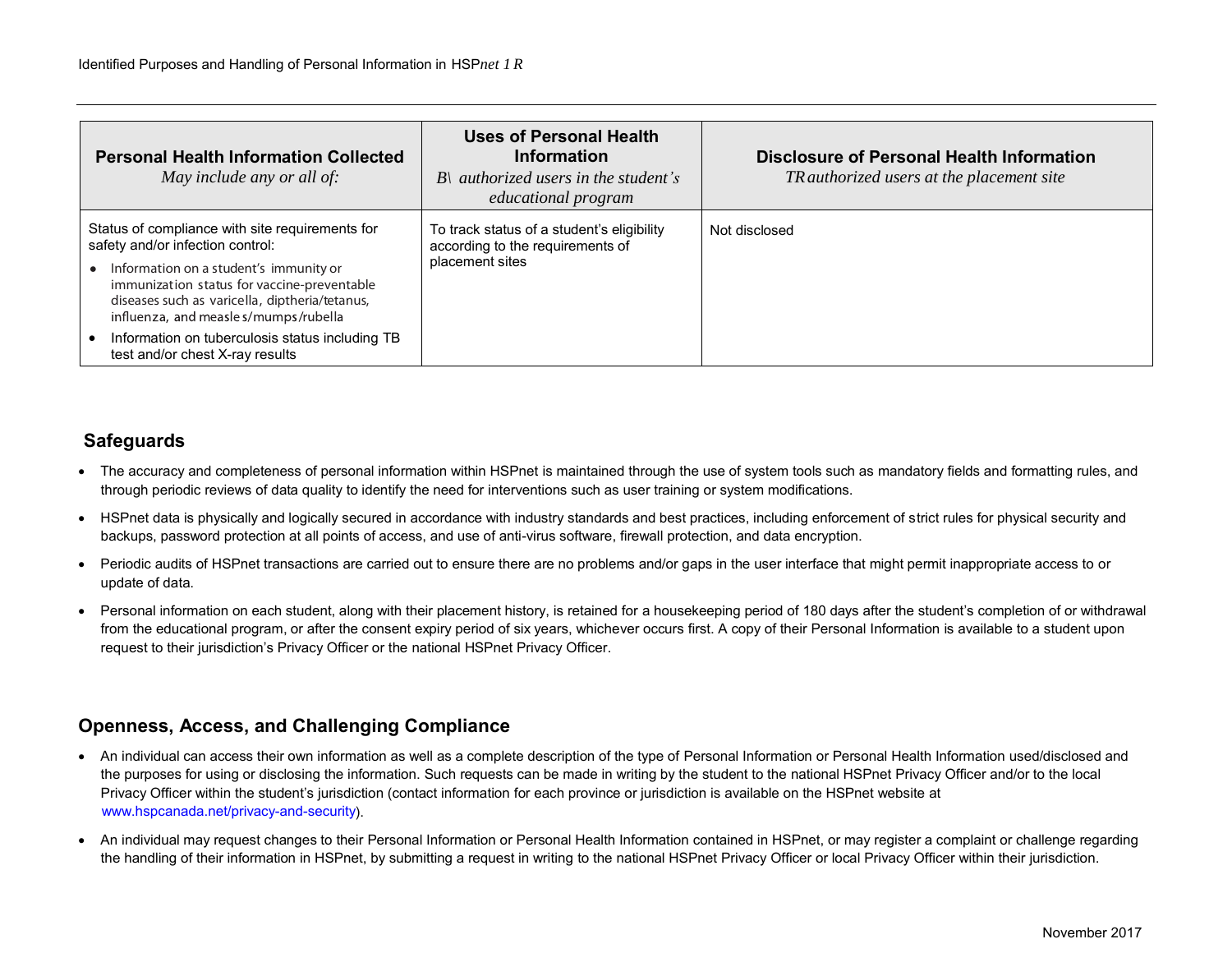| **Personal Health Information Collected** *May include any or all of:* | **Uses of Personal Health Information** *B\ authorized users in the student's educational program* | **Disclosure of Personal Health Information** *TR authorized users at the placement site* |
|---|---|---|
| Status of compliance with site requirements for safety and/or infection control:<br>• Information on a student's immunity or immunization status for vaccine-preventable diseases such as varicella, diptheria/tetanus, influenza, and measles/mumps/rubella<br>• Information on tuberculosis status including TB test and/or chest X-ray results | To track status of a student's eligibility according to the requirements of placement sites | Not disclosed |

## Safeguards

- The accuracy and completeness of personal information within HSPnet is maintained through the use of system tools such as mandatory fields and formatting rules, and through periodic reviews of data quality to identify the need for interventions such as user training or system modifications.
- HSPnet data is physically and logically secured in accordance with industry standards and best practices, including enforcement of strict rules for physical security and backups, password protection at all points of access, and use of anti-virus software, firewall protection, and data encryption.
- Periodic audits of HSPnet transactions are carried out to ensure there are no problems and/or gaps in the user interface that might permit inappropriate access to or update of data.
- Personal information on each student, along with their placement history, is retained for a housekeeping period of 180 days after the student's completion of or withdrawal from the educational program, or after the consent expiry period of six years, whichever occurs first. A copy of their Personal Information is available to a student upon request to their jurisdiction's Privacy Officer or the national HSPnet Privacy Officer.

## Openness, Access, and Challenging Compliance

- An individual can access their own information as well as a complete description of the type of Personal Information or Personal Health Information used/disclosed and the purposes for using or disclosing the information. Such requests can be made in writing by the student to the national HSPnet Privacy Officer and/or to the local Privacy Officer within the student's jurisdiction (contact information for each province or jurisdiction is available on the HSPnet website at www.hspcanada.net/privacy-and-security).
- An individual may request changes to their Personal Information or Personal Health Information contained in HSPnet, or may register a complaint or challenge regarding the handling of their information in HSPnet, by submitting a request in writing to the national HSPnet Privacy Officer or local Privacy Officer within their jurisdiction.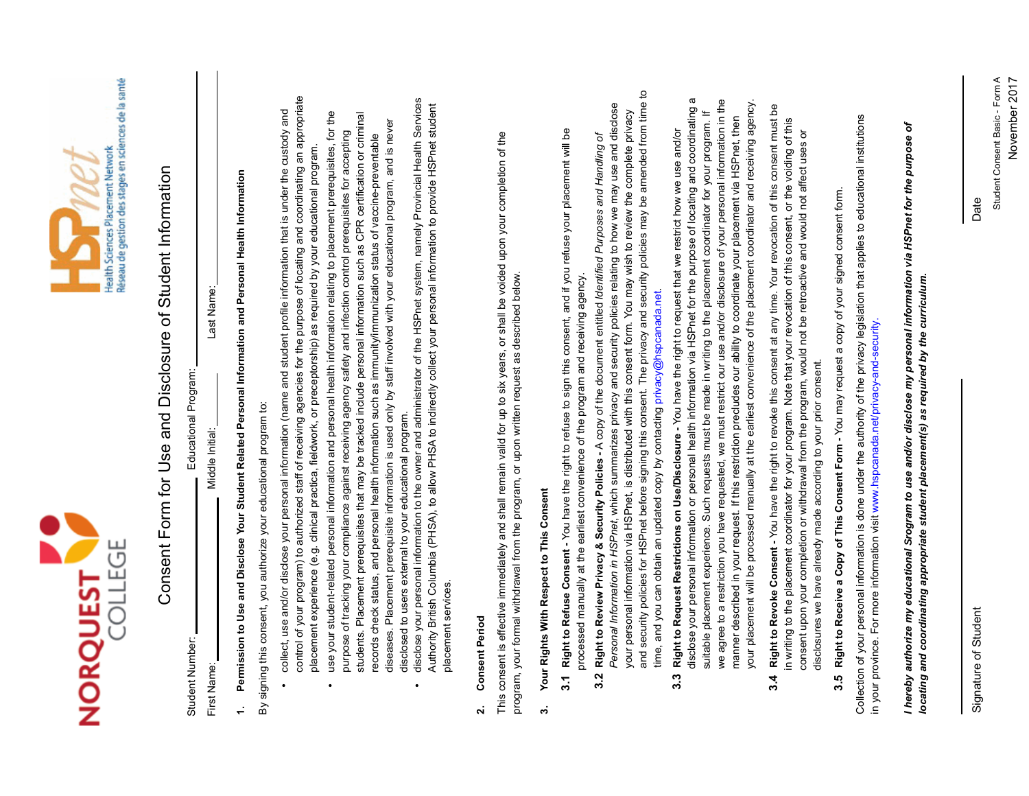# Consent Form for Use and Disclosure of Student Information

Student Number: ____________ Educational Program: ____________

First Name: ____________ Middle Initial: ____________ Last Name: ____________

**1. Permission to Use and Disclose Your Student Related Personal Information and Personal Health Information**

By signing this consent, you authorize your educational program to:

- collect, use and/or disclose your personal information (name and student profile information that is under the custody and control of your program) to authorized staff of receiving agencies for the purpose of locating and coordinating an appropriate placement experience (e.g. clinical practica, fieldwork, or preceptorship) as required by your educational program.
- use your student-related personal information and personal health information relating to placement prerequisites, for the purpose of tracking your compliance against receiving agency safety and infection control prerequisites for accepting students. Placement prerequisites that may be tracked include personal information such as CPR certification or criminal records check status, and personal health information such as immunity/immunization status of vaccine-preventable diseases. Placement prerequisite information is used only by staff involved with your educational program, and is never disclosed to users external to your educational program.
- disclose your personal information to the owner and administrator of the HSPnet system, namely Provincial Health Services Authority British Columbia (PHSA), to allow PHSA to indirectly collect your personal information to provide HSPnet student placement services.

**2. Consent Period**

This consent is effective immediately and shall remain valid for up to six years, or shall be voided upon your completion of the program, your formal withdrawal from the program, or upon written request as described below.

**3. Your Rights With Respect to This Consent**

**3.1 Right to Refuse Consent** - You have the right to refuse to sign this consent, and if you refuse your placement will be processed manually at the earliest convenience of the program and receiving agency.

**3.2 Right to Review Privacy & Security Policies** - A copy of the document entitled *Identified Purposes and Handling of Personal Information in HSPnet*, which summarizes privacy and security policies relating to how we may use and disclose your personal information via HSPnet, is distributed with this consent form. You may wish to review the complete privacy and security policies for HSPnet before signing this consent. The privacy and security policies may be amended from time to time, and you can obtain an updated copy by contacting privacy@hspcanada.net.

**3.3 Right to Request Restrictions on Use/Disclosure** - You have the right to request that we restrict how we use and/or disclose your personal information or personal health information via HSPnet for the purpose of locating and coordinating a suitable placement experience. Such requests must be made in writing to the placement coordinator for your program. If we agree to a restriction you have requested, we must restrict our use and/or disclosure of your personal information in the manner described in your request. If this restriction precludes our ability to coordinate your placement via HSPnet, then your placement will be processed manually at the earliest convenience of the placement coordinator and receiving agency.

**3.4 Right to Revoke Consent** - You have the right to revoke this consent at any time. Your revocation of this consent must be in writing to the placement coordinator for your program. Note that your revocation of this consent, or the voiding of this consent upon your completion or withdrawal from the program, would not be retroactive and would not affect uses or disclosures we have already made according to your prior consent.

**3.5 Right to Receive a Copy of This Consent Form** - You may request a copy of your signed consent form.

Collection of your personal information is done under the authority of the privacy legislation that applies to educational institutions in your province. For more information visit www.hspcanada.net/privacy-and-security.

***I hereby authorize my educational Srogram to use and/or disclose my personal information via HSPnet for the purpose of locating and coordinating appropriate student placement(s) as required by the curriculum.***

Signature of Student ____________ Date ____________

Student Consent Basic - Form A
November 2017